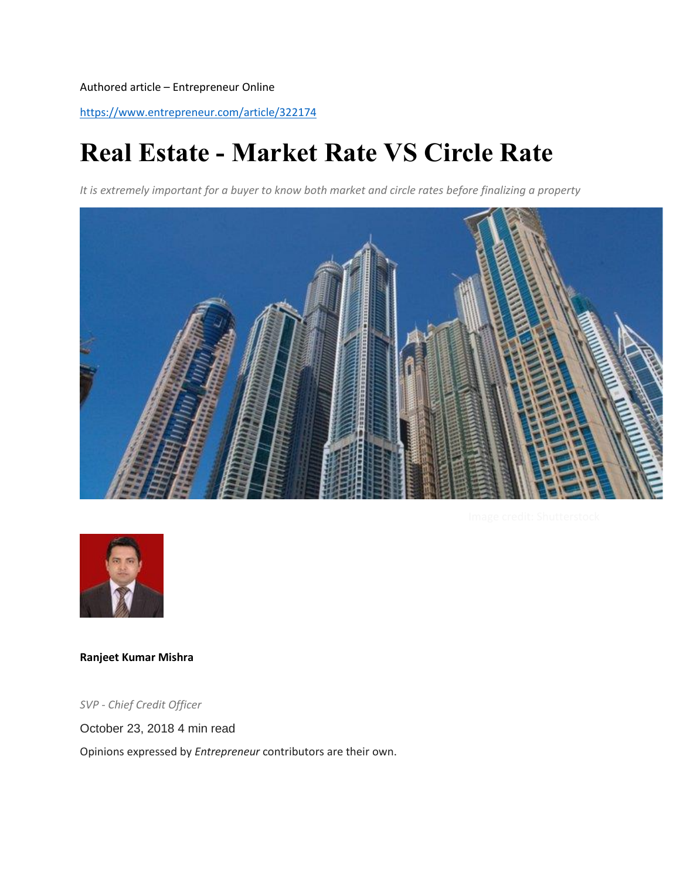Authored article – Entrepreneur Online

https://www.entrepreneur.com/article/322174

# Real Estate - Market Rate VS Circle Rate

*It is extremely important for a buyer to know both market and circle rates before finalizing a property*

Image credit: Shutterstock

**Ranjeet Kumar Mishra**

*SVP - Chief Credit Officer*

October 23, 2018 4 min read

Opinions expressed by *Entrepreneur* contributors are their own.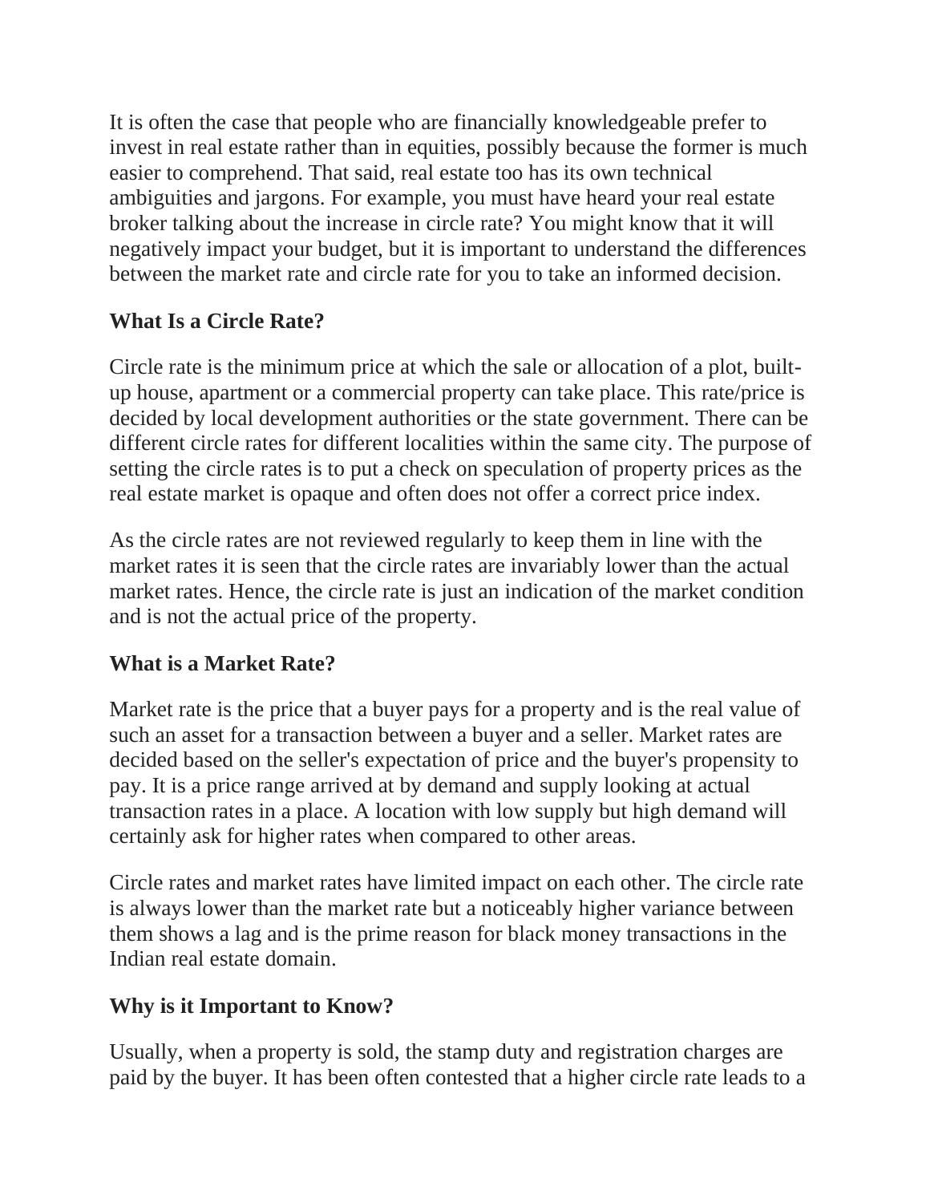It is often the case that people who are financially knowledgeable prefer to invest in real estate rather than in equities, possibly because the former is much easier to comprehend. That said, real estate too has its own technical ambiguities and jargons. For example, you must have heard your real estate broker talking about the increase in circle rate? You might know that it will negatively impact your budget, but it is important to understand the differences between the market rate and circle rate for you to take an informed decision.

### What Is a Circle Rate?

Circle rate is the minimum price at which the sale or allocation of a plot, built-up house, apartment or a commercial property can take place. This rate/price is decided by local development authorities or the state government. There can be different circle rates for different localities within the same city. The purpose of setting the circle rates is to put a check on speculation of property prices as the real estate market is opaque and often does not offer a correct price index.

As the circle rates are not reviewed regularly to keep them in line with the market rates it is seen that the circle rates are invariably lower than the actual market rates. Hence, the circle rate is just an indication of the market condition and is not the actual price of the property.

### What is a Market Rate?

Market rate is the price that a buyer pays for a property and is the real value of such an asset for a transaction between a buyer and a seller. Market rates are decided based on the seller's expectation of price and the buyer's propensity to pay. It is a price range arrived at by demand and supply looking at actual transaction rates in a place. A location with low supply but high demand will certainly ask for higher rates when compared to other areas.

Circle rates and market rates have limited impact on each other. The circle rate is always lower than the market rate but a noticeably higher variance between them shows a lag and is the prime reason for black money transactions in the Indian real estate domain.

### Why is it Important to Know?

Usually, when a property is sold, the stamp duty and registration charges are paid by the buyer. It has been often contested that a higher circle rate leads to a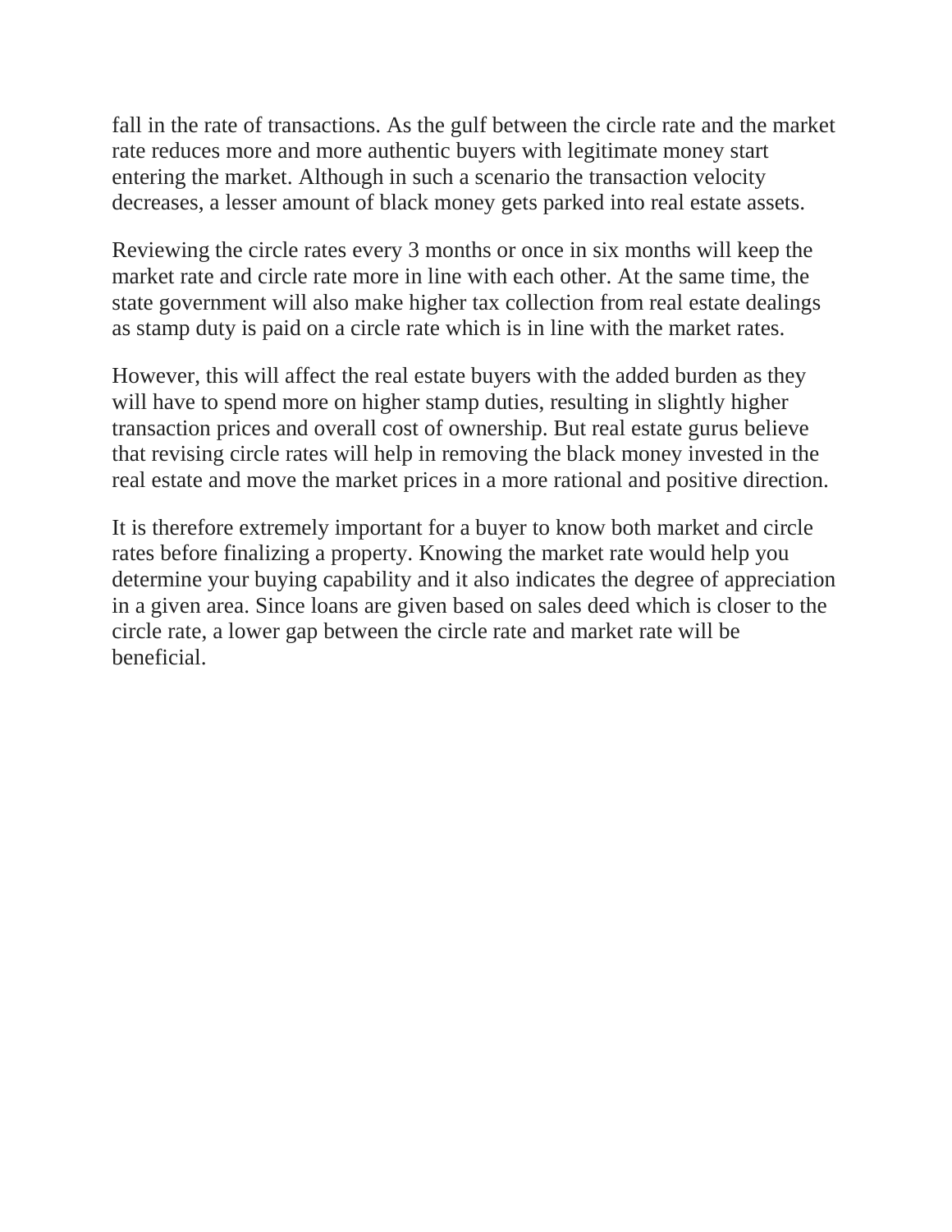fall in the rate of transactions. As the gulf between the circle rate and the market rate reduces more and more authentic buyers with legitimate money start entering the market. Although in such a scenario the transaction velocity decreases, a lesser amount of black money gets parked into real estate assets.

Reviewing the circle rates every 3 months or once in six months will keep the market rate and circle rate more in line with each other. At the same time, the state government will also make higher tax collection from real estate dealings as stamp duty is paid on a circle rate which is in line with the market rates.

However, this will affect the real estate buyers with the added burden as they will have to spend more on higher stamp duties, resulting in slightly higher transaction prices and overall cost of ownership. But real estate gurus believe that revising circle rates will help in removing the black money invested in the real estate and move the market prices in a more rational and positive direction.

It is therefore extremely important for a buyer to know both market and circle rates before finalizing a property. Knowing the market rate would help you determine your buying capability and it also indicates the degree of appreciation in a given area. Since loans are given based on sales deed which is closer to the circle rate, a lower gap between the circle rate and market rate will be beneficial.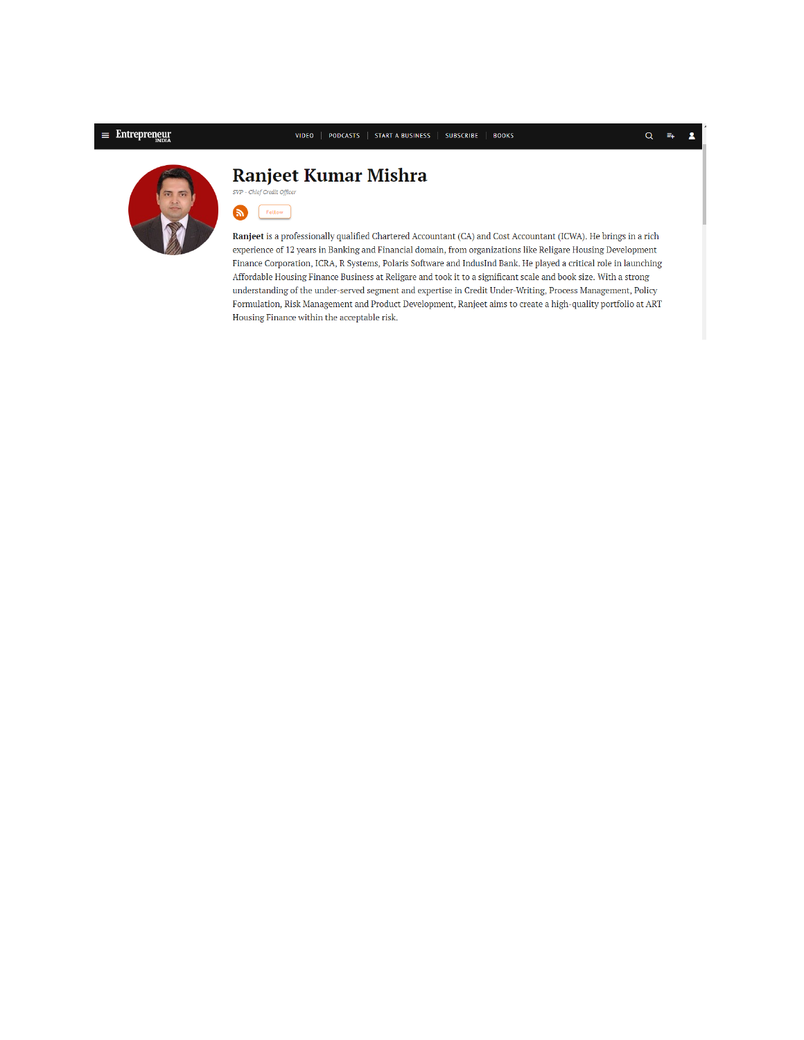# Ranjeet Kumar Mishra

*SVP - Chief Credit Officer*

**Ranjeet** is a professionally qualified Chartered Accountant (CA) and Cost Accountant (ICWA). He brings in a rich experience of 12 years in Banking and Financial domain, from organizations like Religare Housing Development Finance Corporation, ICRA, R Systems, Polaris Software and IndusInd Bank. He played a critical role in launching Affordable Housing Finance Business at Religare and took it to a significant scale and book size. With a strong understanding of the under-served segment and expertise in Credit Under-Writing, Process Management, Policy Formulation, Risk Management and Product Development, Ranjeet aims to create a high-quality portfolio at ART Housing Finance within the acceptable risk.